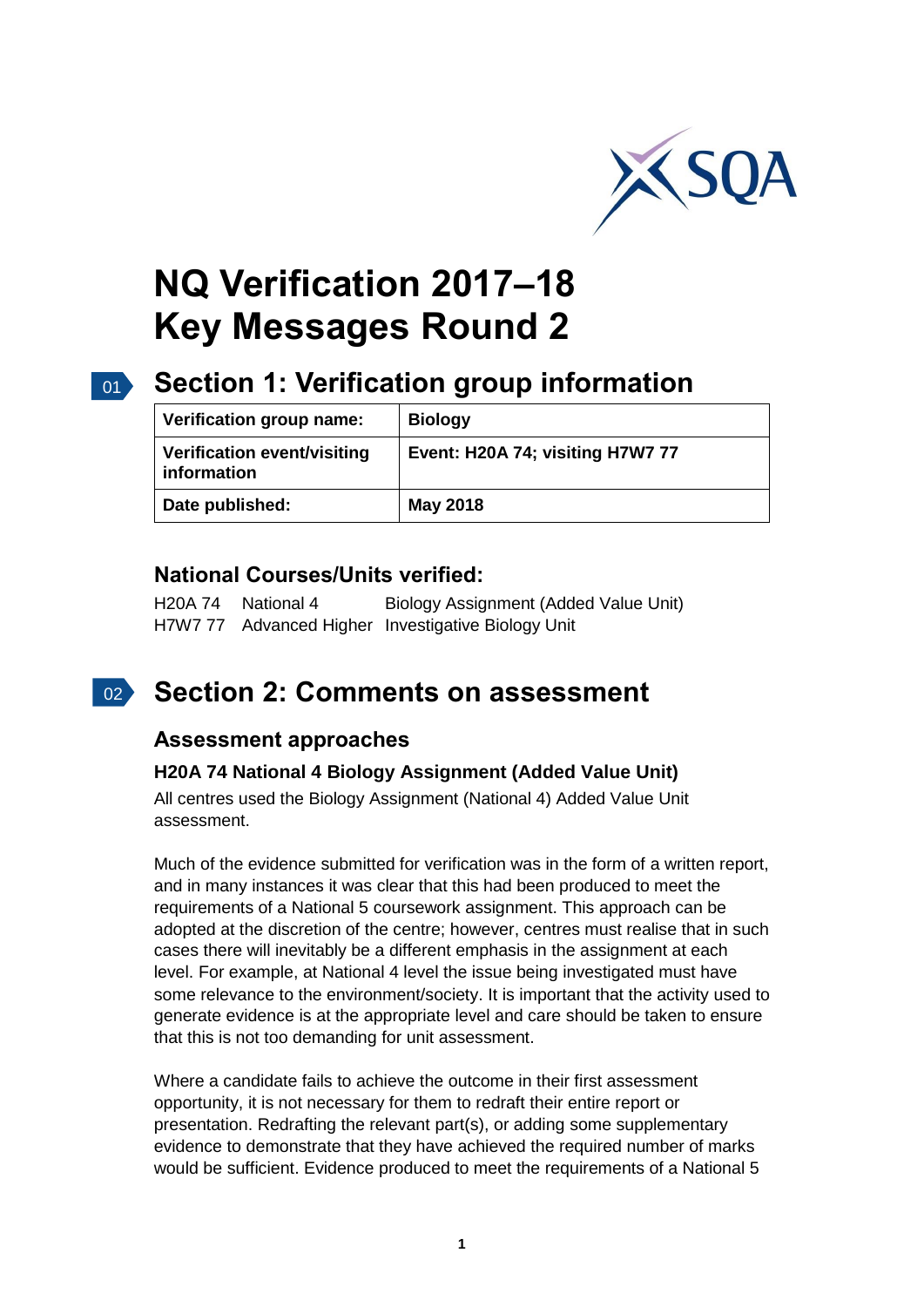# NQ Verification 2017–18
# Key Messages Round 2

## Section 1: Verification group information

| Verification group name: | Biology |
|---|---|
| Verification event/visiting information | Event: H20A 74; visiting H7W7 77 |
| Date published: | May 2018 |

### National Courses/Units verified:

| | | |
|---|---|---|
| H20A 74 | National 4 | Biology Assignment (Added Value Unit) |
| H7W7 77 | Advanced Higher | Investigative Biology Unit |

## Section 2: Comments on assessment

### Assessment approaches

#### H20A 74 National 4 Biology Assignment (Added Value Unit)

All centres used the Biology Assignment (National 4) Added Value Unit assessment.

Much of the evidence submitted for verification was in the form of a written report, and in many instances it was clear that this had been produced to meet the requirements of a National 5 coursework assignment. This approach can be adopted at the discretion of the centre; however, centres must realise that in such cases there will inevitably be a different emphasis in the assignment at each level. For example, at National 4 level the issue being investigated must have some relevance to the environment/society. It is important that the activity used to generate evidence is at the appropriate level and care should be taken to ensure that this is not too demanding for unit assessment.

Where a candidate fails to achieve the outcome in their first assessment opportunity, it is not necessary for them to redraft their entire report or presentation. Redrafting the relevant part(s), or adding some supplementary evidence to demonstrate that they have achieved the required number of marks would be sufficient. Evidence produced to meet the requirements of a National 5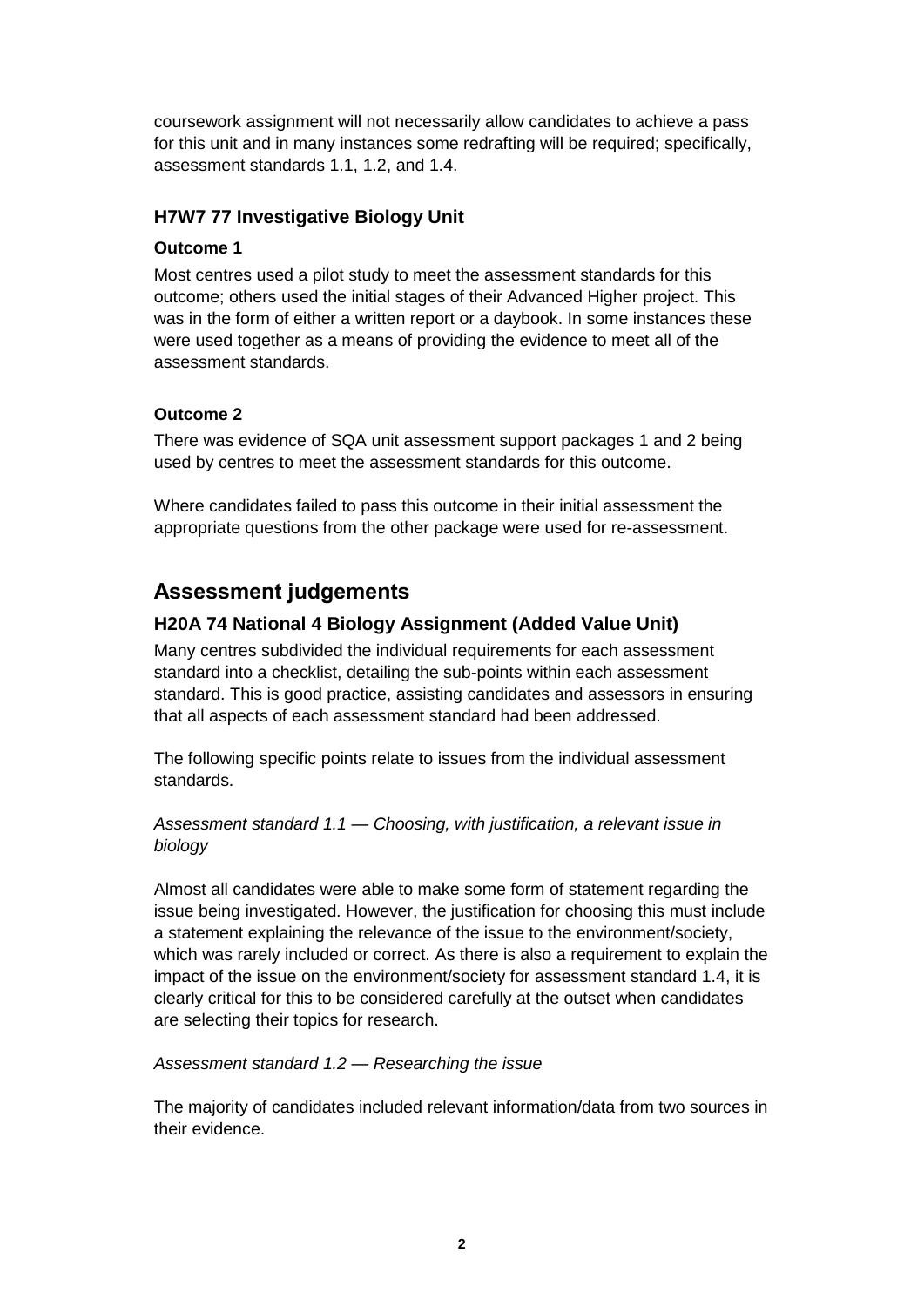coursework assignment will not necessarily allow candidates to achieve a pass for this unit and in many instances some redrafting will be required; specifically, assessment standards 1.1, 1.2, and 1.4.

### H7W7 77 Investigative Biology Unit

**Outcome 1**

Most centres used a pilot study to meet the assessment standards for this outcome; others used the initial stages of their Advanced Higher project. This was in the form of either a written report or a daybook. In some instances these were used together as a means of providing the evidence to meet all of the assessment standards.

**Outcome 2**

There was evidence of SQA unit assessment support packages 1 and 2 being used by centres to meet the assessment standards for this outcome.

Where candidates failed to pass this outcome in their initial assessment the appropriate questions from the other package were used for re-assessment.

## Assessment judgements

### H20A 74 National 4 Biology Assignment (Added Value Unit)

Many centres subdivided the individual requirements for each assessment standard into a checklist, detailing the sub-points within each assessment standard. This is good practice, assisting candidates and assessors in ensuring that all aspects of each assessment standard had been addressed.

The following specific points relate to issues from the individual assessment standards.

*Assessment standard 1.1 — Choosing, with justification, a relevant issue in biology*

Almost all candidates were able to make some form of statement regarding the issue being investigated. However, the justification for choosing this must include a statement explaining the relevance of the issue to the environment/society, which was rarely included or correct. As there is also a requirement to explain the impact of the issue on the environment/society for assessment standard 1.4, it is clearly critical for this to be considered carefully at the outset when candidates are selecting their topics for research.

*Assessment standard 1.2 — Researching the issue*

The majority of candidates included relevant information/data from two sources in their evidence.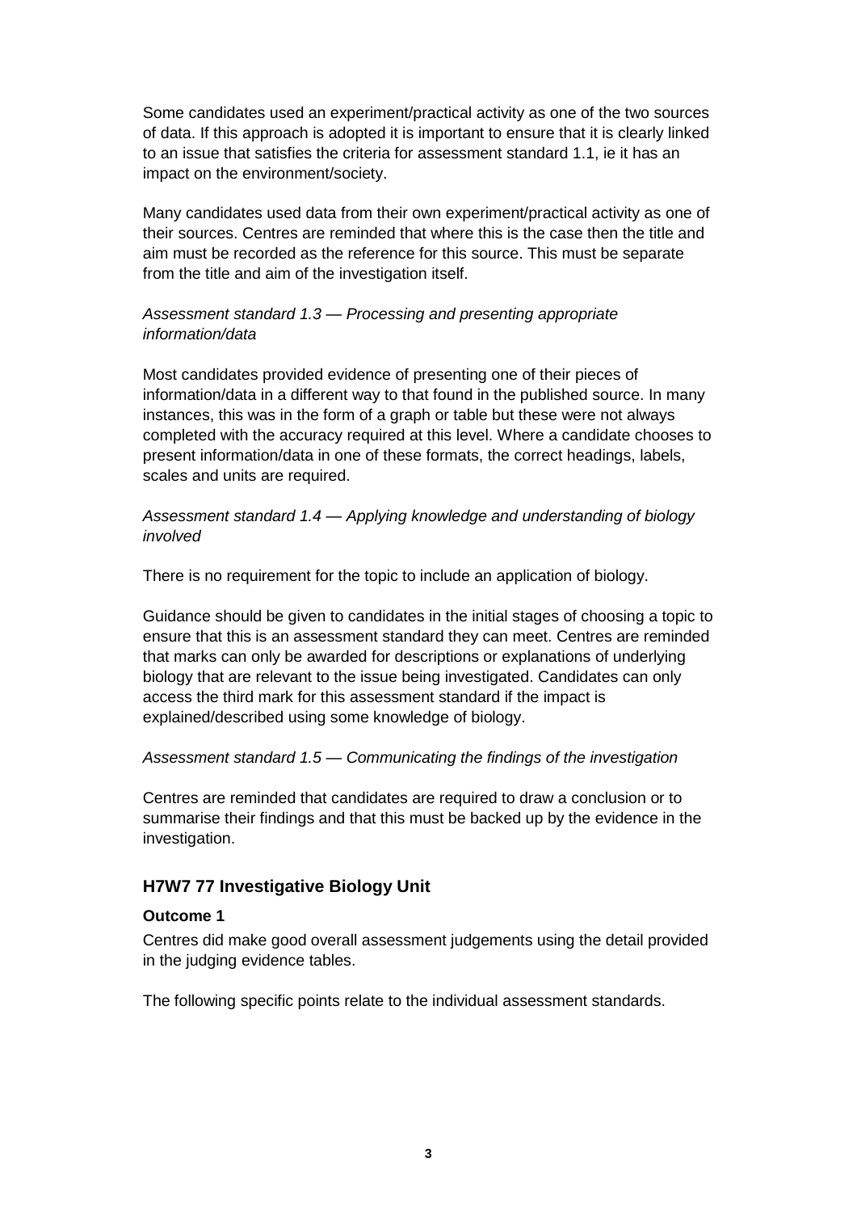Some candidates used an experiment/practical activity as one of the two sources of data. If this approach is adopted it is important to ensure that it is clearly linked to an issue that satisfies the criteria for assessment standard 1.1, ie it has an impact on the environment/society.

Many candidates used data from their own experiment/practical activity as one of their sources. Centres are reminded that where this is the case then the title and aim must be recorded as the reference for this source. This must be separate from the title and aim of the investigation itself.

*Assessment standard 1.3 — Processing and presenting appropriate information/data*

Most candidates provided evidence of presenting one of their pieces of information/data in a different way to that found in the published source. In many instances, this was in the form of a graph or table but these were not always completed with the accuracy required at this level. Where a candidate chooses to present information/data in one of these formats, the correct headings, labels, scales and units are required.

*Assessment standard 1.4 — Applying knowledge and understanding of biology involved*

There is no requirement for the topic to include an application of biology.

Guidance should be given to candidates in the initial stages of choosing a topic to ensure that this is an assessment standard they can meet. Centres are reminded that marks can only be awarded for descriptions or explanations of underlying biology that are relevant to the issue being investigated. Candidates can only access the third mark for this assessment standard if the impact is explained/described using some knowledge of biology.

*Assessment standard 1.5 — Communicating the findings of the investigation*

Centres are reminded that candidates are required to draw a conclusion or to summarise their findings and that this must be backed up by the evidence in the investigation.

## H7W7 77 Investigative Biology Unit

### Outcome 1

Centres did make good overall assessment judgements using the detail provided in the judging evidence tables.

The following specific points relate to the individual assessment standards.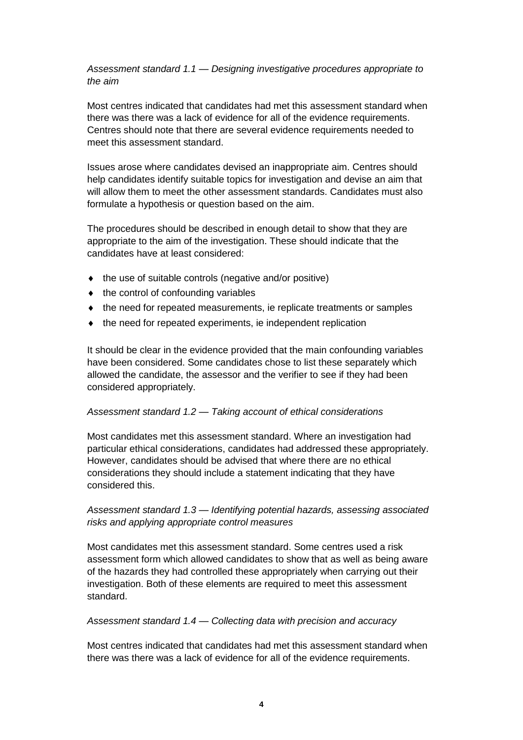*Assessment standard 1.1 — Designing investigative procedures appropriate to the aim*

Most centres indicated that candidates had met this assessment standard when there was there was a lack of evidence for all of the evidence requirements. Centres should note that there are several evidence requirements needed to meet this assessment standard.

Issues arose where candidates devised an inappropriate aim. Centres should help candidates identify suitable topics for investigation and devise an aim that will allow them to meet the other assessment standards. Candidates must also formulate a hypothesis or question based on the aim.

The procedures should be described in enough detail to show that they are appropriate to the aim of the investigation. These should indicate that the candidates have at least considered:

- the use of suitable controls (negative and/or positive)
- the control of confounding variables
- the need for repeated measurements, ie replicate treatments or samples
- the need for repeated experiments, ie independent replication

It should be clear in the evidence provided that the main confounding variables have been considered. Some candidates chose to list these separately which allowed the candidate, the assessor and the verifier to see if they had been considered appropriately.

*Assessment standard 1.2 — Taking account of ethical considerations*

Most candidates met this assessment standard. Where an investigation had particular ethical considerations, candidates had addressed these appropriately. However, candidates should be advised that where there are no ethical considerations they should include a statement indicating that they have considered this.

*Assessment standard 1.3 — Identifying potential hazards, assessing associated risks and applying appropriate control measures*

Most candidates met this assessment standard. Some centres used a risk assessment form which allowed candidates to show that as well as being aware of the hazards they had controlled these appropriately when carrying out their investigation. Both of these elements are required to meet this assessment standard.

*Assessment standard 1.4 — Collecting data with precision and accuracy*

Most centres indicated that candidates had met this assessment standard when there was there was a lack of evidence for all of the evidence requirements.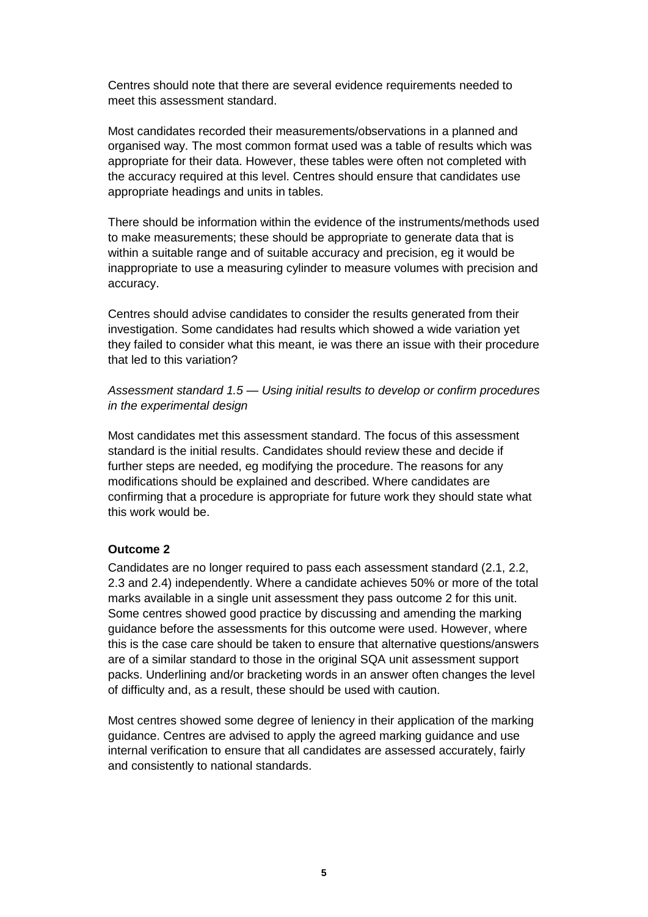Centres should note that there are several evidence requirements needed to meet this assessment standard.

Most candidates recorded their measurements/observations in a planned and organised way. The most common format used was a table of results which was appropriate for their data. However, these tables were often not completed with the accuracy required at this level. Centres should ensure that candidates use appropriate headings and units in tables.

There should be information within the evidence of the instruments/methods used to make measurements; these should be appropriate to generate data that is within a suitable range and of suitable accuracy and precision, eg it would be inappropriate to use a measuring cylinder to measure volumes with precision and accuracy.

Centres should advise candidates to consider the results generated from their investigation. Some candidates had results which showed a wide variation yet they failed to consider what this meant, ie was there an issue with their procedure that led to this variation?

*Assessment standard 1.5 — Using initial results to develop or confirm procedures in the experimental design*

Most candidates met this assessment standard. The focus of this assessment standard is the initial results. Candidates should review these and decide if further steps are needed, eg modifying the procedure. The reasons for any modifications should be explained and described. Where candidates are confirming that a procedure is appropriate for future work they should state what this work would be.

**Outcome 2**

Candidates are no longer required to pass each assessment standard (2.1, 2.2, 2.3 and 2.4) independently. Where a candidate achieves 50% or more of the total marks available in a single unit assessment they pass outcome 2 for this unit. Some centres showed good practice by discussing and amending the marking guidance before the assessments for this outcome were used. However, where this is the case care should be taken to ensure that alternative questions/answers are of a similar standard to those in the original SQA unit assessment support packs. Underlining and/or bracketing words in an answer often changes the level of difficulty and, as a result, these should be used with caution.

Most centres showed some degree of leniency in their application of the marking guidance. Centres are advised to apply the agreed marking guidance and use internal verification to ensure that all candidates are assessed accurately, fairly and consistently to national standards.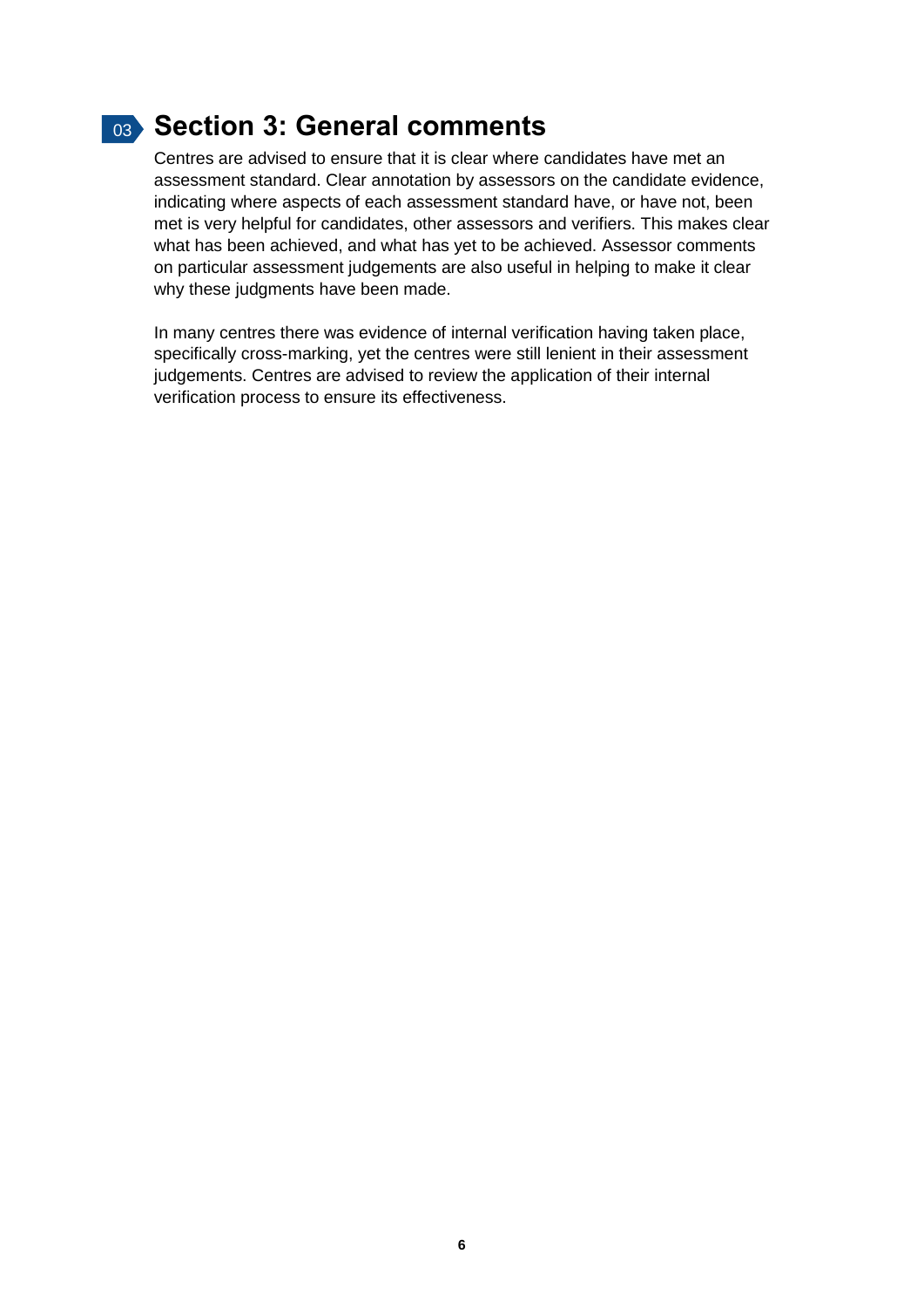# Section 3: General comments

Centres are advised to ensure that it is clear where candidates have met an assessment standard. Clear annotation by assessors on the candidate evidence, indicating where aspects of each assessment standard have, or have not, been met is very helpful for candidates, other assessors and verifiers. This makes clear what has been achieved, and what has yet to be achieved. Assessor comments on particular assessment judgements are also useful in helping to make it clear why these judgments have been made.

In many centres there was evidence of internal verification having taken place, specifically cross-marking, yet the centres were still lenient in their assessment judgements. Centres are advised to review the application of their internal verification process to ensure its effectiveness.